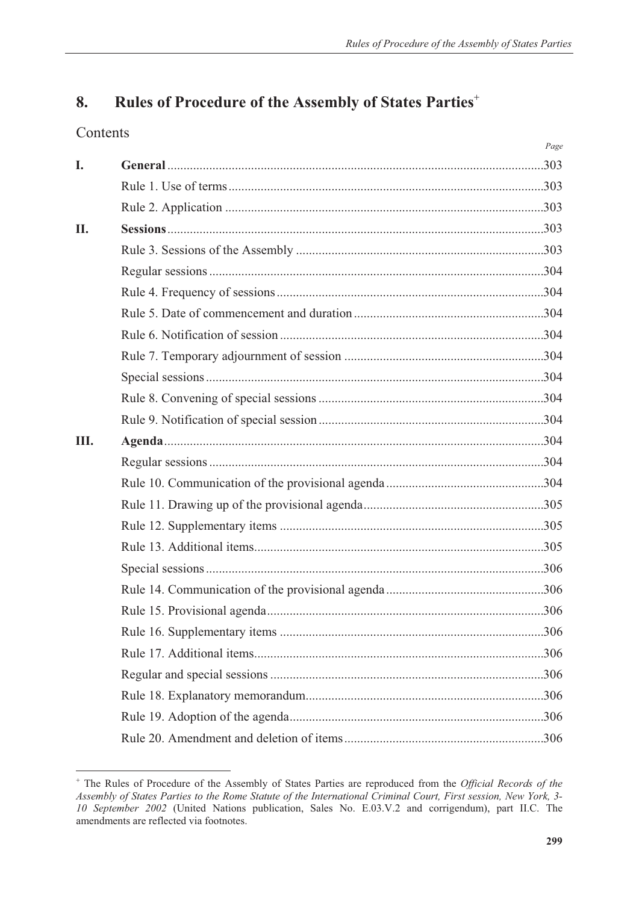## 8. Rules of Procedure of the Assembly of States Parties[+]

Contents

| | | Page |
|---|---|---|
| **I.** | **General** | 303 |
| | Rule 1. Use of terms | 303 |
| | Rule 2. Application | 303 |
| **II.** | **Sessions** | 303 |
| | Rule 3. Sessions of the Assembly | 303 |
| | Regular sessions | 304 |
| | Rule 4. Frequency of sessions | 304 |
| | Rule 5. Date of commencement and duration | 304 |
| | Rule 6. Notification of session | 304 |
| | Rule 7. Temporary adjournment of session | 304 |
| | Special sessions | 304 |
| | Rule 8. Convening of special sessions | 304 |
| | Rule 9. Notification of special session | 304 |
| **III.** | **Agenda** | 304 |
| | Regular sessions | 304 |
| | Rule 10. Communication of the provisional agenda | 304 |
| | Rule 11. Drawing up of the provisional agenda | 305 |
| | Rule 12. Supplementary items | 305 |
| | Rule 13. Additional items | 305 |
| | Special sessions | 306 |
| | Rule 14. Communication of the provisional agenda | 306 |
| | Rule 15. Provisional agenda | 306 |
| | Rule 16. Supplementary items | 306 |
| | Rule 17. Additional items | 306 |
| | Regular and special sessions | 306 |
| | Rule 18. Explanatory memorandum | 306 |
| | Rule 19. Adoption of the agenda | 306 |
| | Rule 20. Amendment and deletion of items | 306 |

[+] The Rules of Procedure of the Assembly of States Parties are reproduced from the *Official Records of the Assembly of States Parties to the Rome Statute of the International Criminal Court, First session, New York, 3-10 September 2002* (United Nations publication, Sales No. E.03.V.2 and corrigendum), part II.C. The amendments are reflected via footnotes.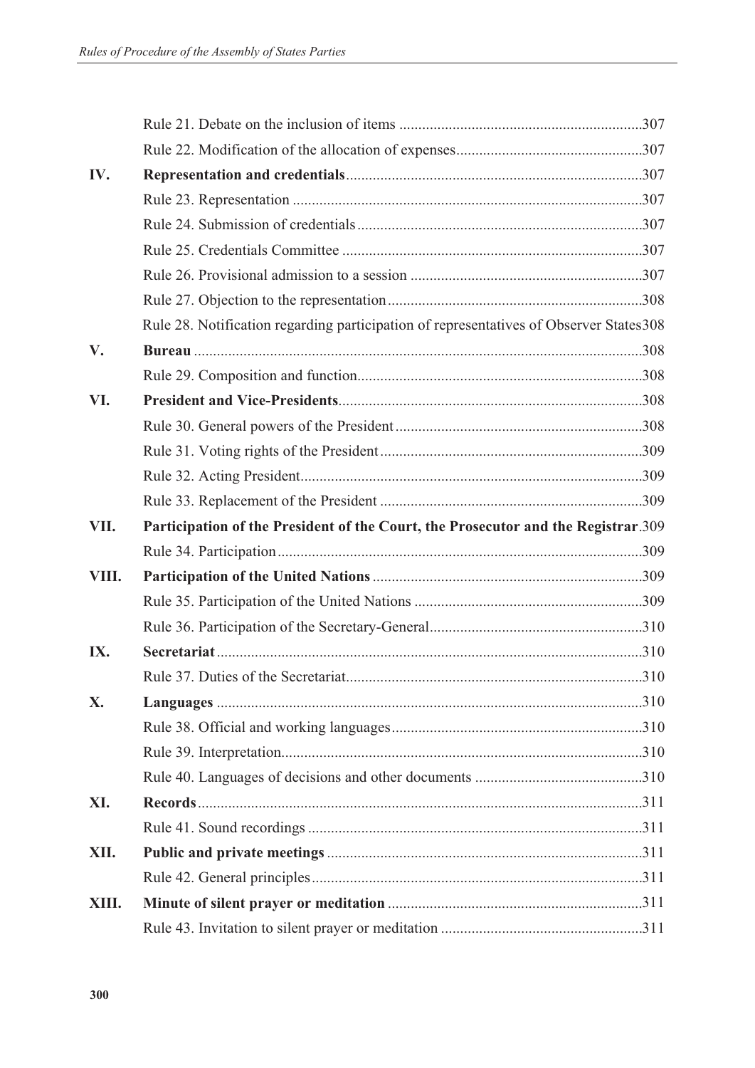| | | |
|---|---|---|
| | Rule 21. Debate on the inclusion of items | 307 |
| | Rule 22. Modification of the allocation of expenses | 307 |
| **IV.** | **Representation and credentials** | 307 |
| | Rule 23. Representation | 307 |
| | Rule 24. Submission of credentials | 307 |
| | Rule 25. Credentials Committee | 307 |
| | Rule 26. Provisional admission to a session | 307 |
| | Rule 27. Objection to the representation | 308 |
| | Rule 28. Notification regarding participation of representatives of Observer States | 308 |
| **V.** | **Bureau** | 308 |
| | Rule 29. Composition and function | 308 |
| **VI.** | **President and Vice-Presidents** | 308 |
| | Rule 30. General powers of the President | 308 |
| | Rule 31. Voting rights of the President | 309 |
| | Rule 32. Acting President | 309 |
| | Rule 33. Replacement of the President | 309 |
| **VII.** | **Participation of the President of the Court, the Prosecutor and the Registrar** | 309 |
| | Rule 34. Participation | 309 |
| **VIII.** | **Participation of the United Nations** | 309 |
| | Rule 35. Participation of the United Nations | 309 |
| | Rule 36. Participation of the Secretary-General | 310 |
| **IX.** | **Secretariat** | 310 |
| | Rule 37. Duties of the Secretariat | 310 |
| **X.** | **Languages** | 310 |
| | Rule 38. Official and working languages | 310 |
| | Rule 39. Interpretation | 310 |
| | Rule 40. Languages of decisions and other documents | 310 |
| **XI.** | **Records** | 311 |
| | Rule 41. Sound recordings | 311 |
| **XII.** | **Public and private meetings** | 311 |
| | Rule 42. General principles | 311 |
| **XIII.** | **Minute of silent prayer or meditation** | 311 |
| | Rule 43. Invitation to silent prayer or meditation | 311 |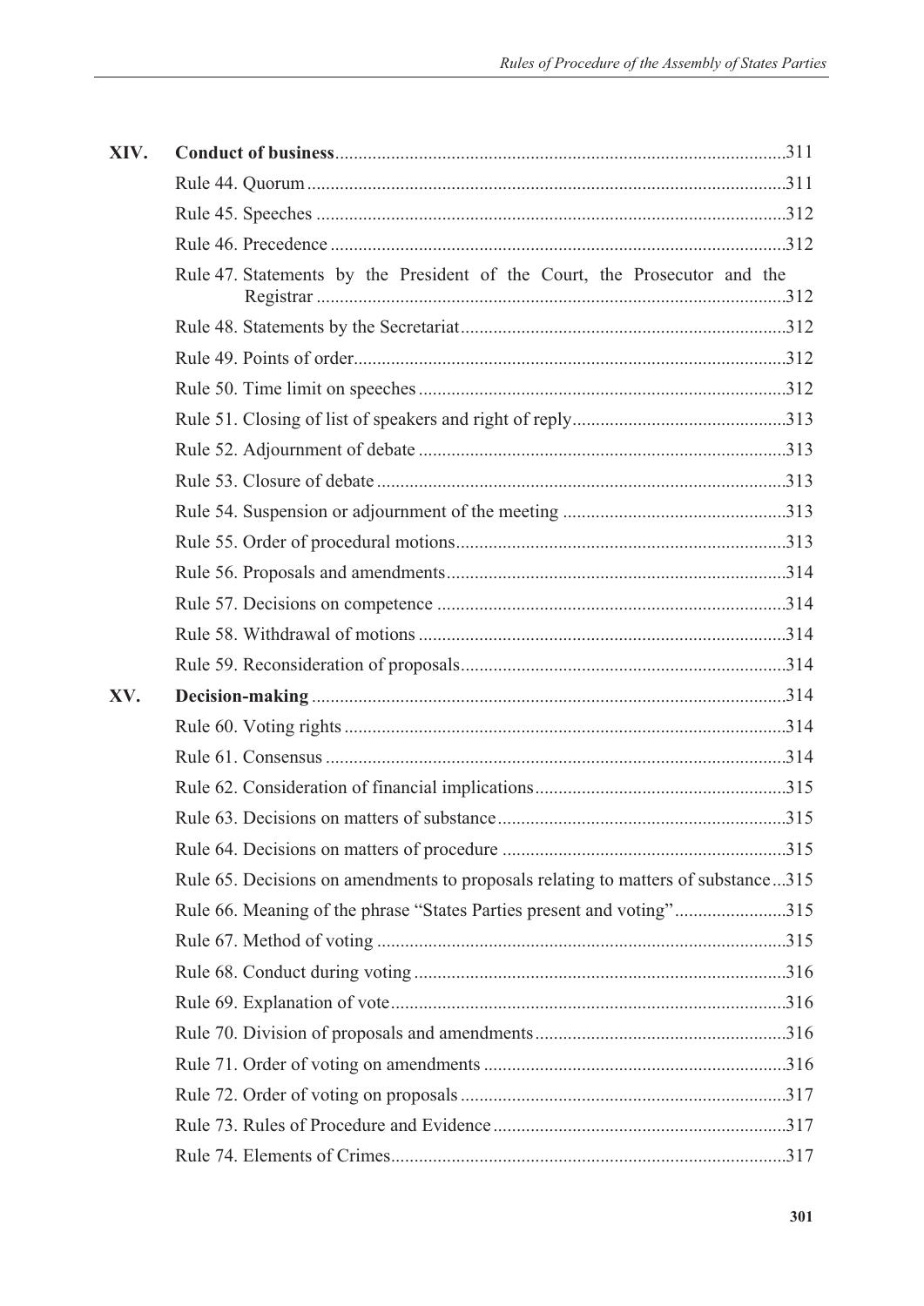| | | |
|---|---|---|
| **XIV.** | **Conduct of business** | 311 |
| | Rule 44. Quorum | 311 |
| | Rule 45. Speeches | 312 |
| | Rule 46. Precedence | 312 |
| | Rule 47. Statements by the President of the Court, the Prosecutor and the Registrar | 312 |
| | Rule 48. Statements by the Secretariat | 312 |
| | Rule 49. Points of order | 312 |
| | Rule 50. Time limit on speeches | 312 |
| | Rule 51. Closing of list of speakers and right of reply | 313 |
| | Rule 52. Adjournment of debate | 313 |
| | Rule 53. Closure of debate | 313 |
| | Rule 54. Suspension or adjournment of the meeting | 313 |
| | Rule 55. Order of procedural motions | 313 |
| | Rule 56. Proposals and amendments | 314 |
| | Rule 57. Decisions on competence | 314 |
| | Rule 58. Withdrawal of motions | 314 |
| | Rule 59. Reconsideration of proposals | 314 |
| **XV.** | **Decision-making** | 314 |
| | Rule 60. Voting rights | 314 |
| | Rule 61. Consensus | 314 |
| | Rule 62. Consideration of financial implications | 315 |
| | Rule 63. Decisions on matters of substance | 315 |
| | Rule 64. Decisions on matters of procedure | 315 |
| | Rule 65. Decisions on amendments to proposals relating to matters of substance | 315 |
| | Rule 66. Meaning of the phrase "States Parties present and voting" | 315 |
| | Rule 67. Method of voting | 315 |
| | Rule 68. Conduct during voting | 316 |
| | Rule 69. Explanation of vote | 316 |
| | Rule 70. Division of proposals and amendments | 316 |
| | Rule 71. Order of voting on amendments | 316 |
| | Rule 72. Order of voting on proposals | 317 |
| | Rule 73. Rules of Procedure and Evidence | 317 |
| | Rule 74. Elements of Crimes | 317 |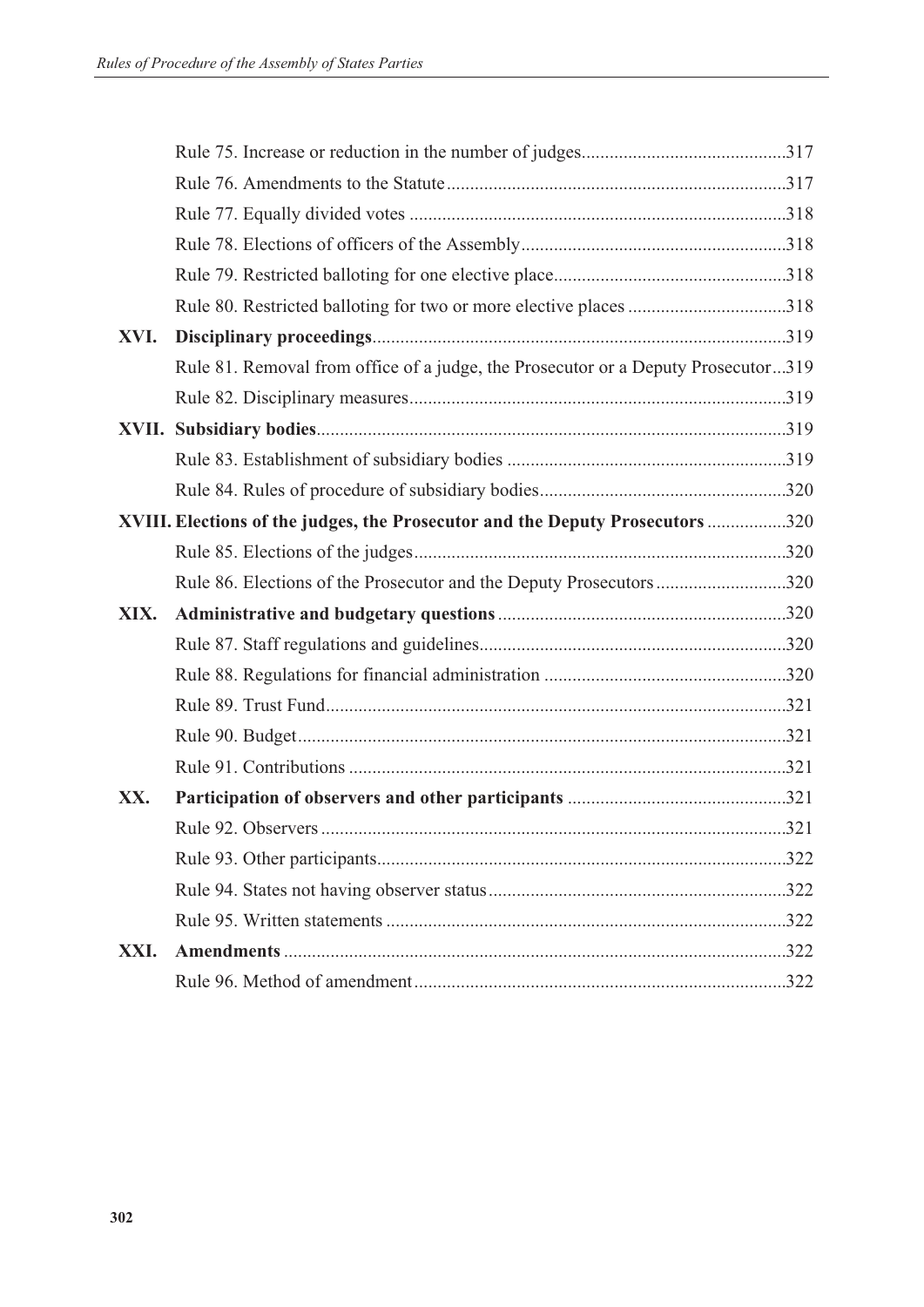| | | |
|---|---|---|
| | Rule 75. Increase or reduction in the number of judges | 317 |
| | Rule 76. Amendments to the Statute | 317 |
| | Rule 77. Equally divided votes | 318 |
| | Rule 78. Elections of officers of the Assembly | 318 |
| | Rule 79. Restricted balloting for one elective place | 318 |
| | Rule 80. Restricted balloting for two or more elective places | 318 |
| **XVI.** | **Disciplinary proceedings** | 319 |
| | Rule 81. Removal from office of a judge, the Prosecutor or a Deputy Prosecutor | 319 |
| | Rule 82. Disciplinary measures | 319 |
| **XVII.** | **Subsidiary bodies** | 319 |
| | Rule 83. Establishment of subsidiary bodies | 319 |
| | Rule 84. Rules of procedure of subsidiary bodies | 320 |
| **XVIII.** | **Elections of the judges, the Prosecutor and the Deputy Prosecutors** | 320 |
| | Rule 85. Elections of the judges | 320 |
| | Rule 86. Elections of the Prosecutor and the Deputy Prosecutors | 320 |
| **XIX.** | **Administrative and budgetary questions** | 320 |
| | Rule 87. Staff regulations and guidelines | 320 |
| | Rule 88. Regulations for financial administration | 320 |
| | Rule 89. Trust Fund | 321 |
| | Rule 90. Budget | 321 |
| | Rule 91. Contributions | 321 |
| **XX.** | **Participation of observers and other participants** | 321 |
| | Rule 92. Observers | 321 |
| | Rule 93. Other participants | 322 |
| | Rule 94. States not having observer status | 322 |
| | Rule 95. Written statements | 322 |
| **XXI.** | **Amendments** | 322 |
| | Rule 96. Method of amendment | 322 |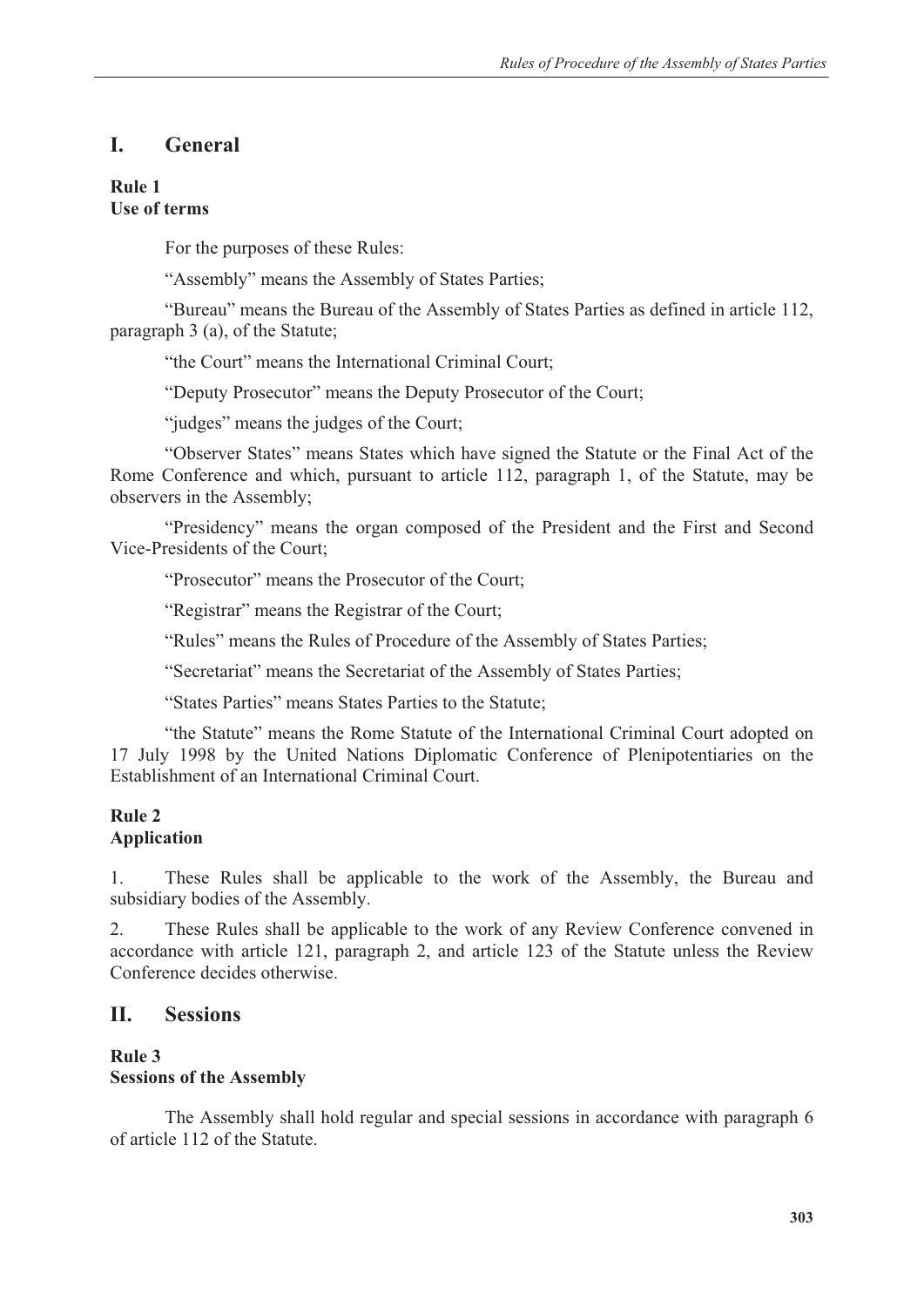## I. General

**Rule 1**
**Use of terms**

For the purposes of these Rules:

"Assembly" means the Assembly of States Parties;

"Bureau" means the Bureau of the Assembly of States Parties as defined in article 112, paragraph 3 (a), of the Statute;

"the Court" means the International Criminal Court;

"Deputy Prosecutor" means the Deputy Prosecutor of the Court;

"judges" means the judges of the Court;

"Observer States" means States which have signed the Statute or the Final Act of the Rome Conference and which, pursuant to article 112, paragraph 1, of the Statute, may be observers in the Assembly;

"Presidency" means the organ composed of the President and the First and Second Vice-Presidents of the Court;

"Prosecutor" means the Prosecutor of the Court;

"Registrar" means the Registrar of the Court;

"Rules" means the Rules of Procedure of the Assembly of States Parties;

"Secretariat" means the Secretariat of the Assembly of States Parties;

"States Parties" means States Parties to the Statute;

"the Statute" means the Rome Statute of the International Criminal Court adopted on 17 July 1998 by the United Nations Diplomatic Conference of Plenipotentiaries on the Establishment of an International Criminal Court.

**Rule 2**
**Application**

1. These Rules shall be applicable to the work of the Assembly, the Bureau and subsidiary bodies of the Assembly.

2. These Rules shall be applicable to the work of any Review Conference convened in accordance with article 121, paragraph 2, and article 123 of the Statute unless the Review Conference decides otherwise.

## II. Sessions

**Rule 3**
**Sessions of the Assembly**

The Assembly shall hold regular and special sessions in accordance with paragraph 6 of article 112 of the Statute.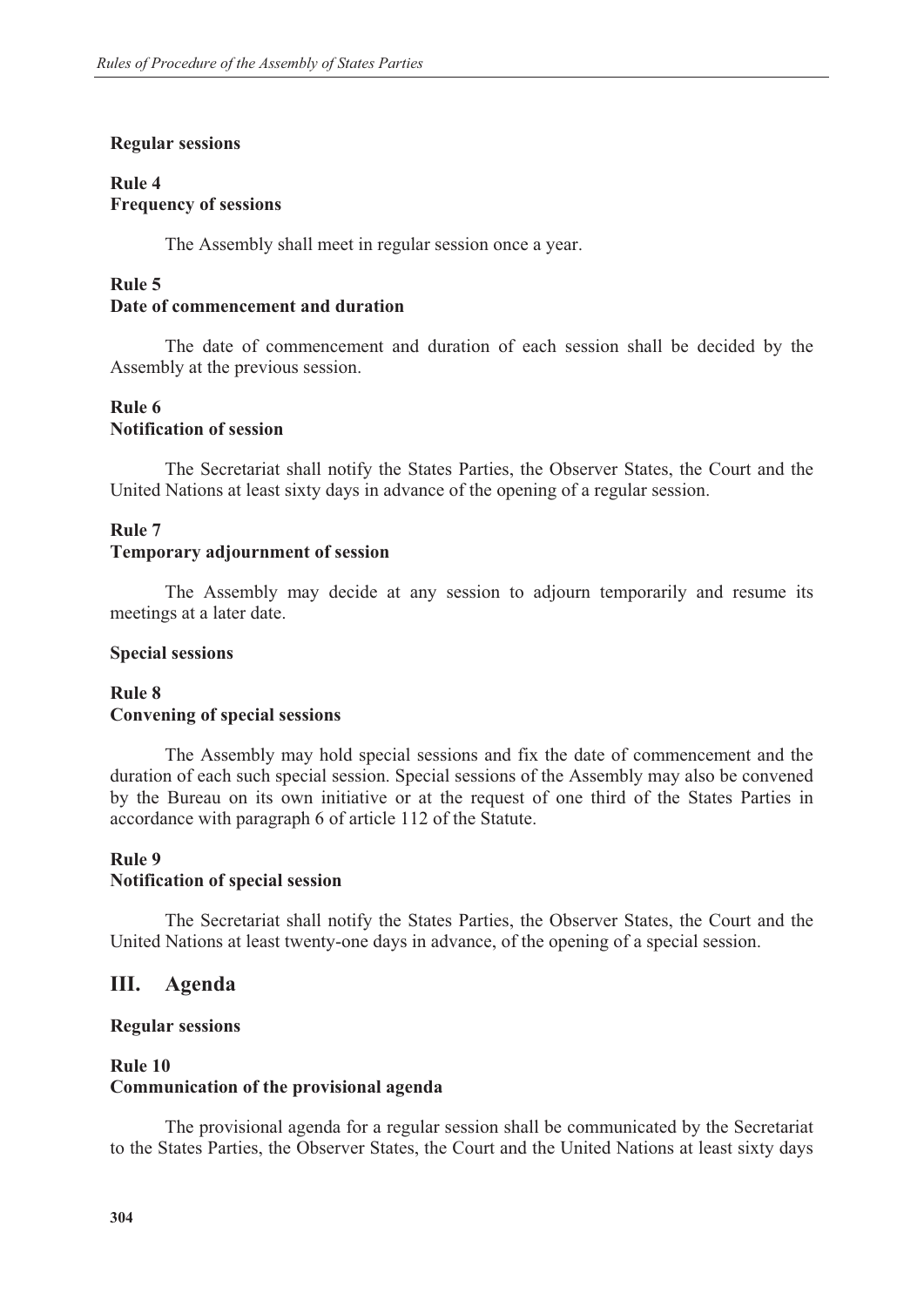**Regular sessions**

**Rule 4**
**Frequency of sessions**

The Assembly shall meet in regular session once a year.

**Rule 5**
**Date of commencement and duration**

The date of commencement and duration of each session shall be decided by the Assembly at the previous session.

**Rule 6**
**Notification of session**

The Secretariat shall notify the States Parties, the Observer States, the Court and the United Nations at least sixty days in advance of the opening of a regular session.

**Rule 7**
**Temporary adjournment of session**

The Assembly may decide at any session to adjourn temporarily and resume its meetings at a later date.

**Special sessions**

**Rule 8**
**Convening of special sessions**

The Assembly may hold special sessions and fix the date of commencement and the duration of each such special session. Special sessions of the Assembly may also be convened by the Bureau on its own initiative or at the request of one third of the States Parties in accordance with paragraph 6 of article 112 of the Statute.

**Rule 9**
**Notification of special session**

The Secretariat shall notify the States Parties, the Observer States, the Court and the United Nations at least twenty-one days in advance, of the opening of a special session.

## III. Agenda

**Regular sessions**

**Rule 10**
**Communication of the provisional agenda**

The provisional agenda for a regular session shall be communicated by the Secretariat to the States Parties, the Observer States, the Court and the United Nations at least sixty days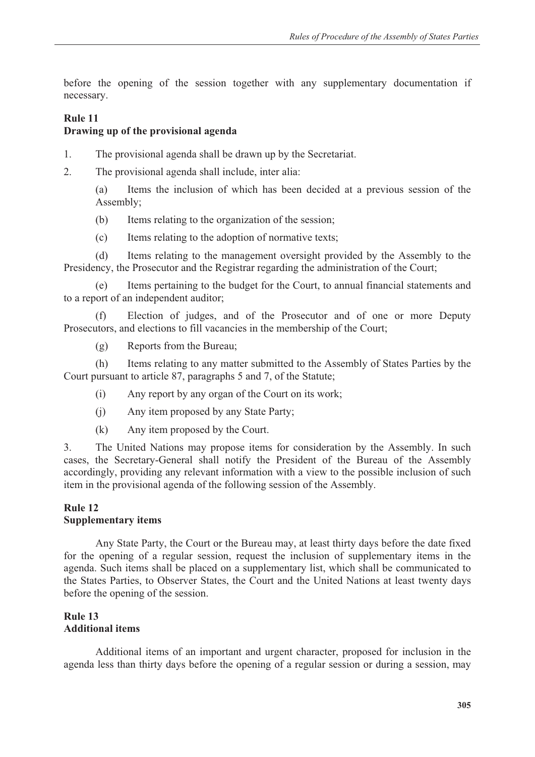before the opening of the session together with any supplementary documentation if necessary.

**Rule 11**
**Drawing up of the provisional agenda**

1. The provisional agenda shall be drawn up by the Secretariat.

2. The provisional agenda shall include, inter alia:

(a) Items the inclusion of which has been decided at a previous session of the Assembly;

(b) Items relating to the organization of the session;

(c) Items relating to the adoption of normative texts;

(d) Items relating to the management oversight provided by the Assembly to the Presidency, the Prosecutor and the Registrar regarding the administration of the Court;

(e) Items pertaining to the budget for the Court, to annual financial statements and to a report of an independent auditor;

(f) Election of judges, and of the Prosecutor and of one or more Deputy Prosecutors, and elections to fill vacancies in the membership of the Court;

(g) Reports from the Bureau;

(h) Items relating to any matter submitted to the Assembly of States Parties by the Court pursuant to article 87, paragraphs 5 and 7, of the Statute;

(i) Any report by any organ of the Court on its work;

(j) Any item proposed by any State Party;

(k) Any item proposed by the Court.

3. The United Nations may propose items for consideration by the Assembly. In such cases, the Secretary-General shall notify the President of the Bureau of the Assembly accordingly, providing any relevant information with a view to the possible inclusion of such item in the provisional agenda of the following session of the Assembly.

**Rule 12**
**Supplementary items**

Any State Party, the Court or the Bureau may, at least thirty days before the date fixed for the opening of a regular session, request the inclusion of supplementary items in the agenda. Such items shall be placed on a supplementary list, which shall be communicated to the States Parties, to Observer States, the Court and the United Nations at least twenty days before the opening of the session.

**Rule 13**
**Additional items**

Additional items of an important and urgent character, proposed for inclusion in the agenda less than thirty days before the opening of a regular session or during a session, may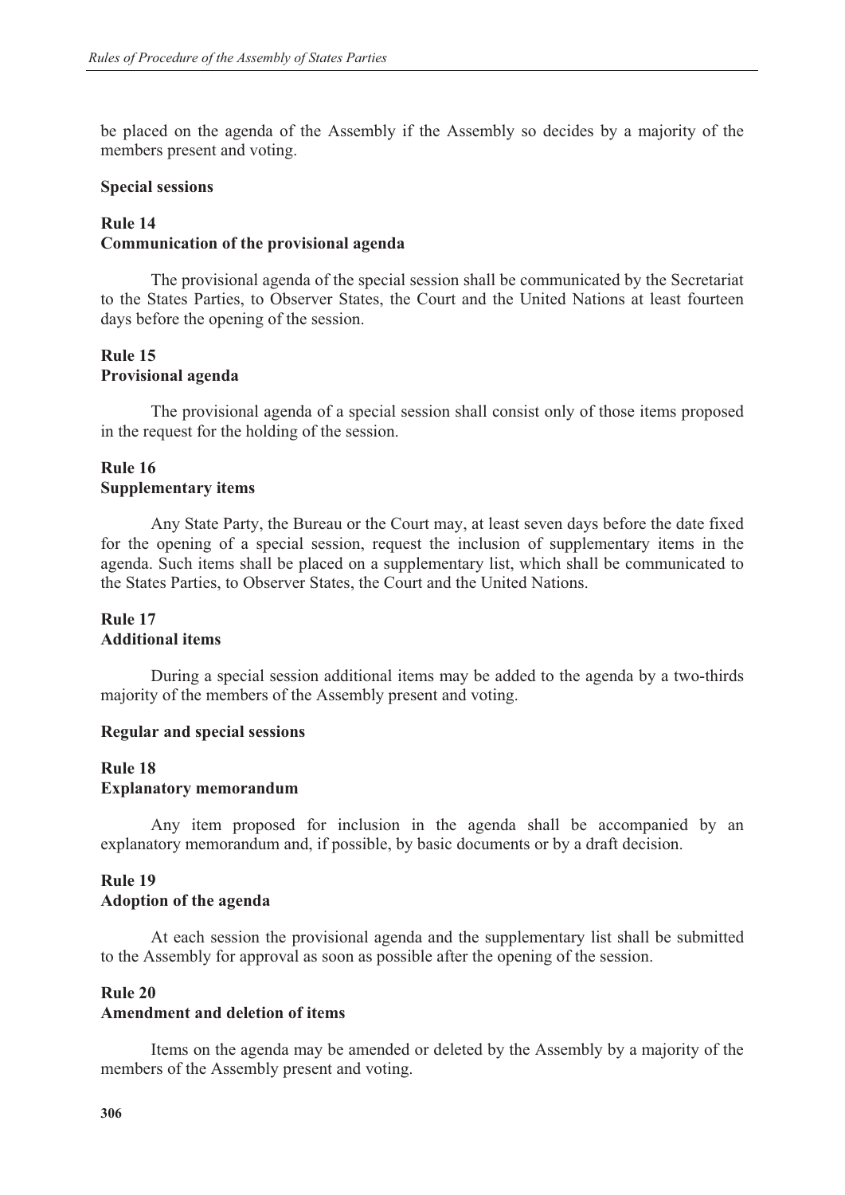be placed on the agenda of the Assembly if the Assembly so decides by a majority of the members present and voting.

**Special sessions**

**Rule 14**
**Communication of the provisional agenda**

The provisional agenda of the special session shall be communicated by the Secretariat to the States Parties, to Observer States, the Court and the United Nations at least fourteen days before the opening of the session.

**Rule 15**
**Provisional agenda**

The provisional agenda of a special session shall consist only of those items proposed in the request for the holding of the session.

**Rule 16**
**Supplementary items**

Any State Party, the Bureau or the Court may, at least seven days before the date fixed for the opening of a special session, request the inclusion of supplementary items in the agenda. Such items shall be placed on a supplementary list, which shall be communicated to the States Parties, to Observer States, the Court and the United Nations.

**Rule 17**
**Additional items**

During a special session additional items may be added to the agenda by a two-thirds majority of the members of the Assembly present and voting.

**Regular and special sessions**

**Rule 18**
**Explanatory memorandum**

Any item proposed for inclusion in the agenda shall be accompanied by an explanatory memorandum and, if possible, by basic documents or by a draft decision.

**Rule 19**
**Adoption of the agenda**

At each session the provisional agenda and the supplementary list shall be submitted to the Assembly for approval as soon as possible after the opening of the session.

**Rule 20**
**Amendment and deletion of items**

Items on the agenda may be amended or deleted by the Assembly by a majority of the members of the Assembly present and voting.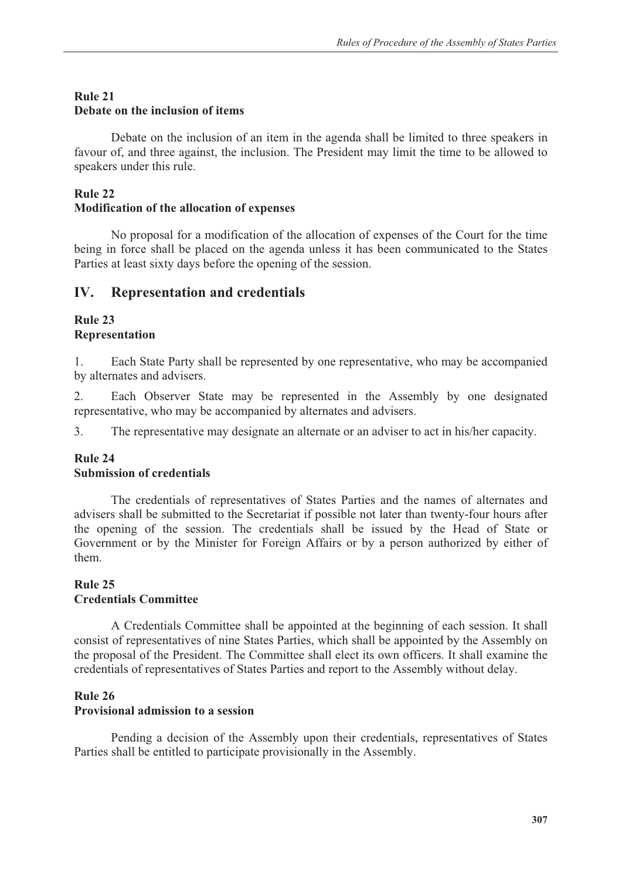### Rule 21
### Debate on the inclusion of items

Debate on the inclusion of an item in the agenda shall be limited to three speakers in favour of, and three against, the inclusion. The President may limit the time to be allowed to speakers under this rule.

### Rule 22
### Modification of the allocation of expenses

No proposal for a modification of the allocation of expenses of the Court for the time being in force shall be placed on the agenda unless it has been communicated to the States Parties at least sixty days before the opening of the session.

## IV. Representation and credentials

### Rule 23
### Representation

1. Each State Party shall be represented by one representative, who may be accompanied by alternates and advisers.

2. Each Observer State may be represented in the Assembly by one designated representative, who may be accompanied by alternates and advisers.

3. The representative may designate an alternate or an adviser to act in his/her capacity.

### Rule 24
### Submission of credentials

The credentials of representatives of States Parties and the names of alternates and advisers shall be submitted to the Secretariat if possible not later than twenty-four hours after the opening of the session. The credentials shall be issued by the Head of State or Government or by the Minister for Foreign Affairs or by a person authorized by either of them.

### Rule 25
### Credentials Committee

A Credentials Committee shall be appointed at the beginning of each session. It shall consist of representatives of nine States Parties, which shall be appointed by the Assembly on the proposal of the President. The Committee shall elect its own officers. It shall examine the credentials of representatives of States Parties and report to the Assembly without delay.

### Rule 26
### Provisional admission to a session

Pending a decision of the Assembly upon their credentials, representatives of States Parties shall be entitled to participate provisionally in the Assembly.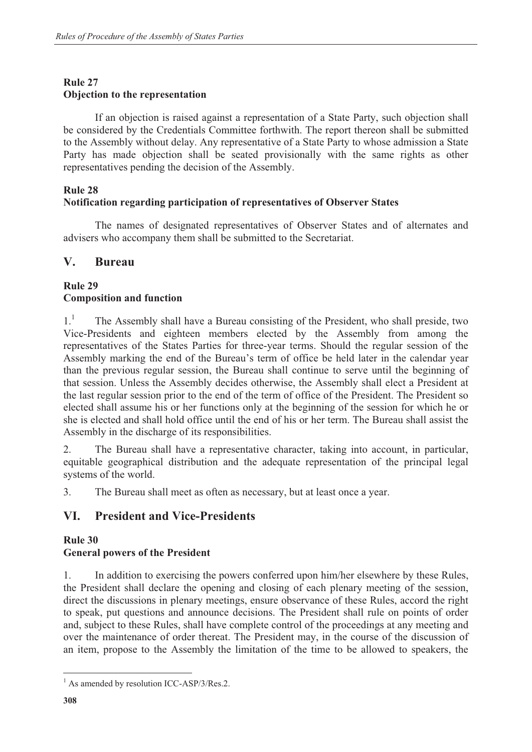### Rule 27
### Objection to the representation

If an objection is raised against a representation of a State Party, such objection shall be considered by the Credentials Committee forthwith. The report thereon shall be submitted to the Assembly without delay. Any representative of a State Party to whose admission a State Party has made objection shall be seated provisionally with the same rights as other representatives pending the decision of the Assembly.

### Rule 28
### Notification regarding participation of representatives of Observer States

The names of designated representatives of Observer States and of alternates and advisers who accompany them shall be submitted to the Secretariat.

## V. Bureau

### Rule 29
### Composition and function

1.[1] The Assembly shall have a Bureau consisting of the President, who shall preside, two Vice-Presidents and eighteen members elected by the Assembly from among the representatives of the States Parties for three-year terms. Should the regular session of the Assembly marking the end of the Bureau's term of office be held later in the calendar year than the previous regular session, the Bureau shall continue to serve until the beginning of that session. Unless the Assembly decides otherwise, the Assembly shall elect a President at the last regular session prior to the end of the term of office of the President. The President so elected shall assume his or her functions only at the beginning of the session for which he or she is elected and shall hold office until the end of his or her term. The Bureau shall assist the Assembly in the discharge of its responsibilities.

2. The Bureau shall have a representative character, taking into account, in particular, equitable geographical distribution and the adequate representation of the principal legal systems of the world.

3. The Bureau shall meet as often as necessary, but at least once a year.

## VI. President and Vice-Presidents

### Rule 30
### General powers of the President

1. In addition to exercising the powers conferred upon him/her elsewhere by these Rules, the President shall declare the opening and closing of each plenary meeting of the session, direct the discussions in plenary meetings, ensure observance of these Rules, accord the right to speak, put questions and announce decisions. The President shall rule on points of order and, subject to these Rules, shall have complete control of the proceedings at any meeting and over the maintenance of order thereat. The President may, in the course of the discussion of an item, propose to the Assembly the limitation of the time to be allowed to speakers, the

[1] As amended by resolution ICC-ASP/3/Res.2.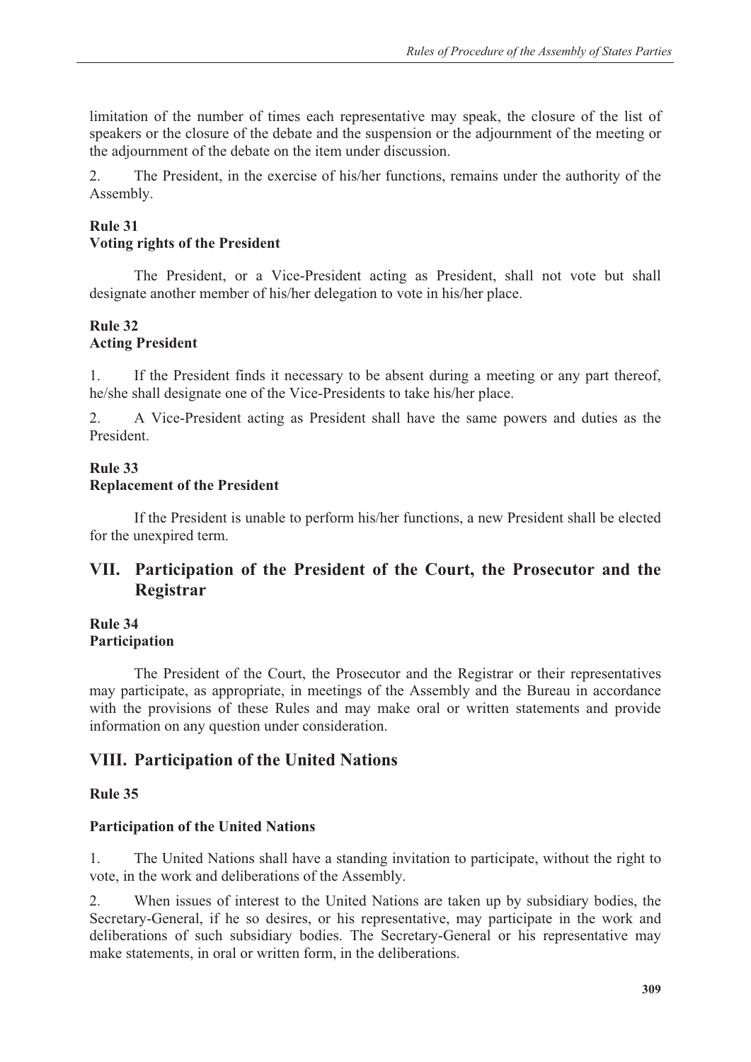limitation of the number of times each representative may speak, the closure of the list of speakers or the closure of the debate and the suspension or the adjournment of the meeting or the adjournment of the debate on the item under discussion.

2. The President, in the exercise of his/her functions, remains under the authority of the Assembly.

**Rule 31**
**Voting rights of the President**

The President, or a Vice-President acting as President, shall not vote but shall designate another member of his/her delegation to vote in his/her place.

**Rule 32**
**Acting President**

1. If the President finds it necessary to be absent during a meeting or any part thereof, he/she shall designate one of the Vice-Presidents to take his/her place.

2. A Vice-President acting as President shall have the same powers and duties as the President.

**Rule 33**
**Replacement of the President**

If the President is unable to perform his/her functions, a new President shall be elected for the unexpired term.

## VII. Participation of the President of the Court, the Prosecutor and the Registrar

**Rule 34**
**Participation**

The President of the Court, the Prosecutor and the Registrar or their representatives may participate, as appropriate, in meetings of the Assembly and the Bureau in accordance with the provisions of these Rules and may make oral or written statements and provide information on any question under consideration.

## VIII. Participation of the United Nations

**Rule 35**

**Participation of the United Nations**

1. The United Nations shall have a standing invitation to participate, without the right to vote, in the work and deliberations of the Assembly.

2. When issues of interest to the United Nations are taken up by subsidiary bodies, the Secretary-General, if he so desires, or his representative, may participate in the work and deliberations of such subsidiary bodies. The Secretary-General or his representative may make statements, in oral or written form, in the deliberations.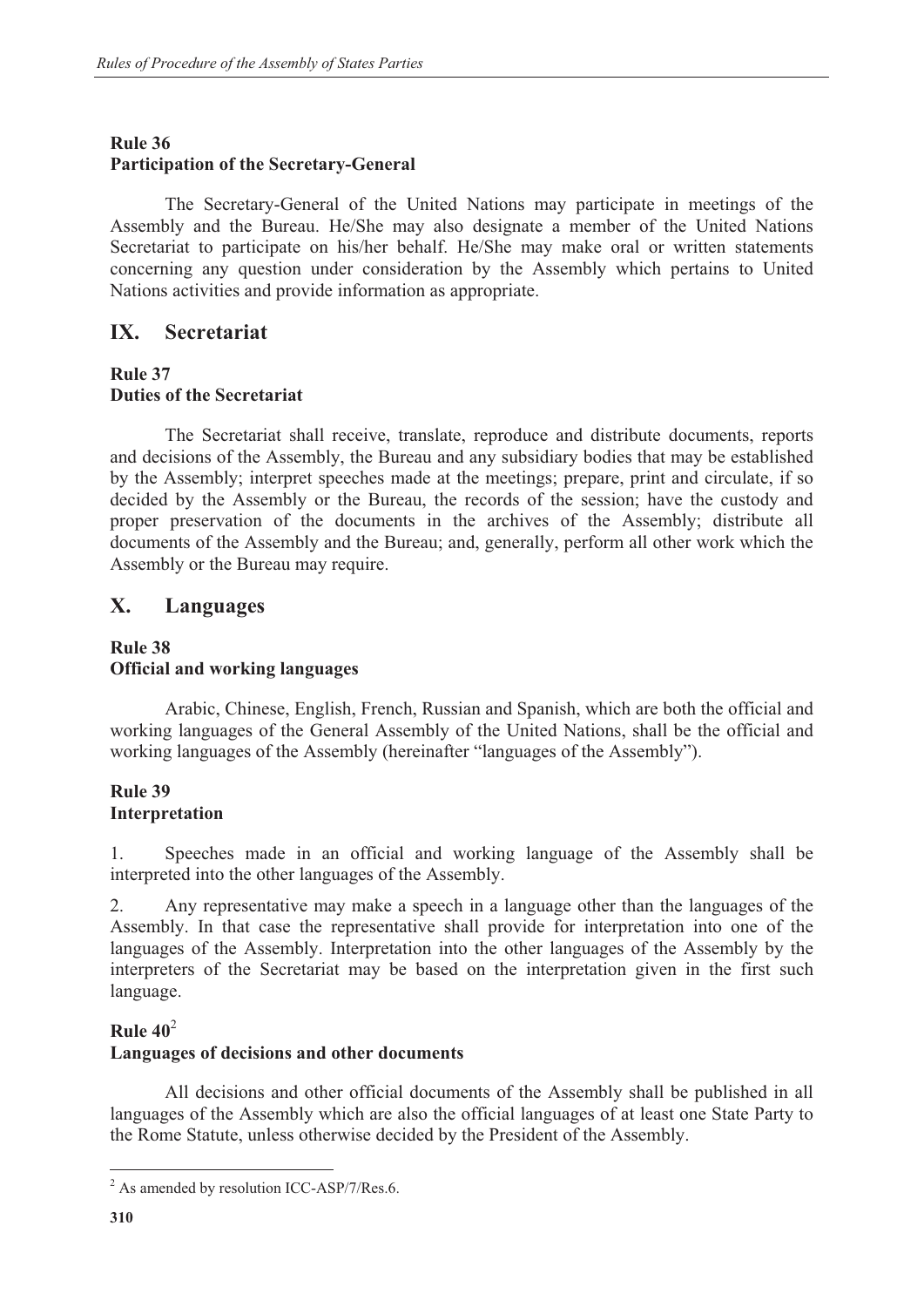**Rule 36**
**Participation of the Secretary-General**

The Secretary-General of the United Nations may participate in meetings of the Assembly and the Bureau. He/She may also designate a member of the United Nations Secretariat to participate on his/her behalf. He/She may make oral or written statements concerning any question under consideration by the Assembly which pertains to United Nations activities and provide information as appropriate.

## IX. Secretariat

**Rule 37**
**Duties of the Secretariat**

The Secretariat shall receive, translate, reproduce and distribute documents, reports and decisions of the Assembly, the Bureau and any subsidiary bodies that may be established by the Assembly; interpret speeches made at the meetings; prepare, print and circulate, if so decided by the Assembly or the Bureau, the records of the session; have the custody and proper preservation of the documents in the archives of the Assembly; distribute all documents of the Assembly and the Bureau; and, generally, perform all other work which the Assembly or the Bureau may require.

## X. Languages

**Rule 38**
**Official and working languages**

Arabic, Chinese, English, French, Russian and Spanish, which are both the official and working languages of the General Assembly of the United Nations, shall be the official and working languages of the Assembly (hereinafter "languages of the Assembly").

**Rule 39**
**Interpretation**

1. Speeches made in an official and working language of the Assembly shall be interpreted into the other languages of the Assembly.

2. Any representative may make a speech in a language other than the languages of the Assembly. In that case the representative shall provide for interpretation into one of the languages of the Assembly. Interpretation into the other languages of the Assembly by the interpreters of the Secretariat may be based on the interpretation given in the first such language.

**Rule 40**[2]
**Languages of decisions and other documents**

All decisions and other official documents of the Assembly shall be published in all languages of the Assembly which are also the official languages of at least one State Party to the Rome Statute, unless otherwise decided by the President of the Assembly.

[2] As amended by resolution ICC-ASP/7/Res.6.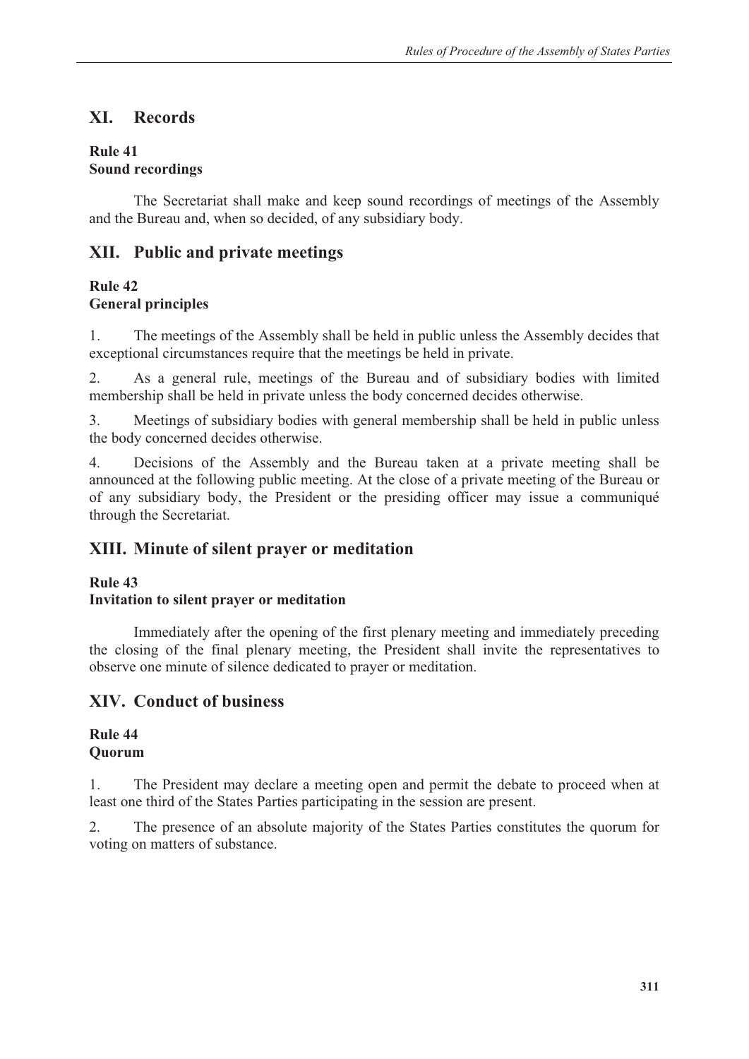## XI. Records

### Rule 41
### Sound recordings

The Secretariat shall make and keep sound recordings of meetings of the Assembly and the Bureau and, when so decided, of any subsidiary body.

## XII. Public and private meetings

### Rule 42
### General principles

1. The meetings of the Assembly shall be held in public unless the Assembly decides that exceptional circumstances require that the meetings be held in private.

2. As a general rule, meetings of the Bureau and of subsidiary bodies with limited membership shall be held in private unless the body concerned decides otherwise.

3. Meetings of subsidiary bodies with general membership shall be held in public unless the body concerned decides otherwise.

4. Decisions of the Assembly and the Bureau taken at a private meeting shall be announced at the following public meeting. At the close of a private meeting of the Bureau or of any subsidiary body, the President or the presiding officer may issue a communiqué through the Secretariat.

## XIII. Minute of silent prayer or meditation

### Rule 43
### Invitation to silent prayer or meditation

Immediately after the opening of the first plenary meeting and immediately preceding the closing of the final plenary meeting, the President shall invite the representatives to observe one minute of silence dedicated to prayer or meditation.

## XIV. Conduct of business

### Rule 44
### Quorum

1. The President may declare a meeting open and permit the debate to proceed when at least one third of the States Parties participating in the session are present.

2. The presence of an absolute majority of the States Parties constitutes the quorum for voting on matters of substance.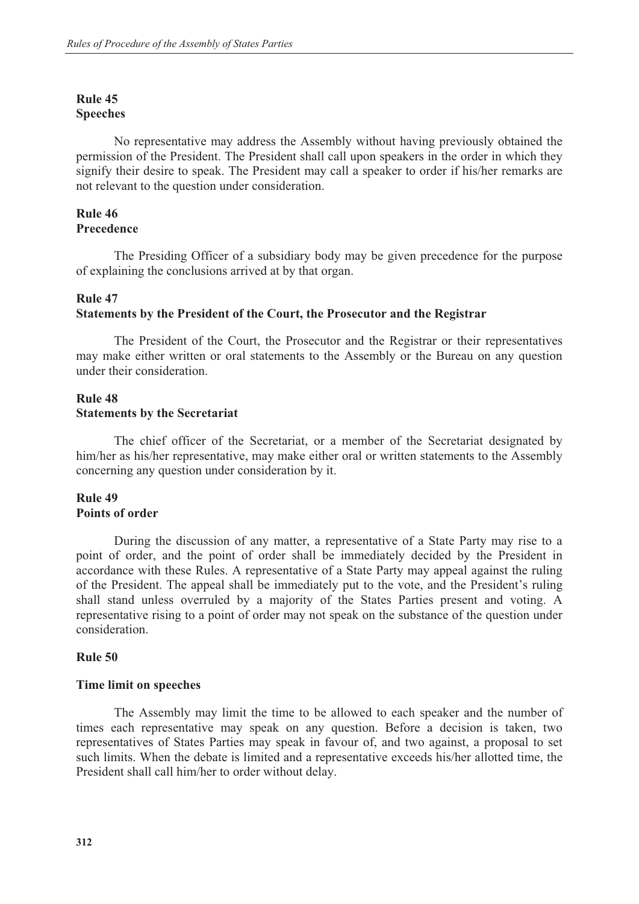**Rule 45**
**Speeches**

No representative may address the Assembly without having previously obtained the permission of the President. The President shall call upon speakers in the order in which they signify their desire to speak. The President may call a speaker to order if his/her remarks are not relevant to the question under consideration.

**Rule 46**
**Precedence**

The Presiding Officer of a subsidiary body may be given precedence for the purpose of explaining the conclusions arrived at by that organ.

**Rule 47**
**Statements by the President of the Court, the Prosecutor and the Registrar**

The President of the Court, the Prosecutor and the Registrar or their representatives may make either written or oral statements to the Assembly or the Bureau on any question under their consideration.

**Rule 48**
**Statements by the Secretariat**

The chief officer of the Secretariat, or a member of the Secretariat designated by him/her as his/her representative, may make either oral or written statements to the Assembly concerning any question under consideration by it.

**Rule 49**
**Points of order**

During the discussion of any matter, a representative of a State Party may rise to a point of order, and the point of order shall be immediately decided by the President in accordance with these Rules. A representative of a State Party may appeal against the ruling of the President. The appeal shall be immediately put to the vote, and the President's ruling shall stand unless overruled by a majority of the States Parties present and voting. A representative rising to a point of order may not speak on the substance of the question under consideration.

**Rule 50**

**Time limit on speeches**

The Assembly may limit the time to be allowed to each speaker and the number of times each representative may speak on any question. Before a decision is taken, two representatives of States Parties may speak in favour of, and two against, a proposal to set such limits. When the debate is limited and a representative exceeds his/her allotted time, the President shall call him/her to order without delay.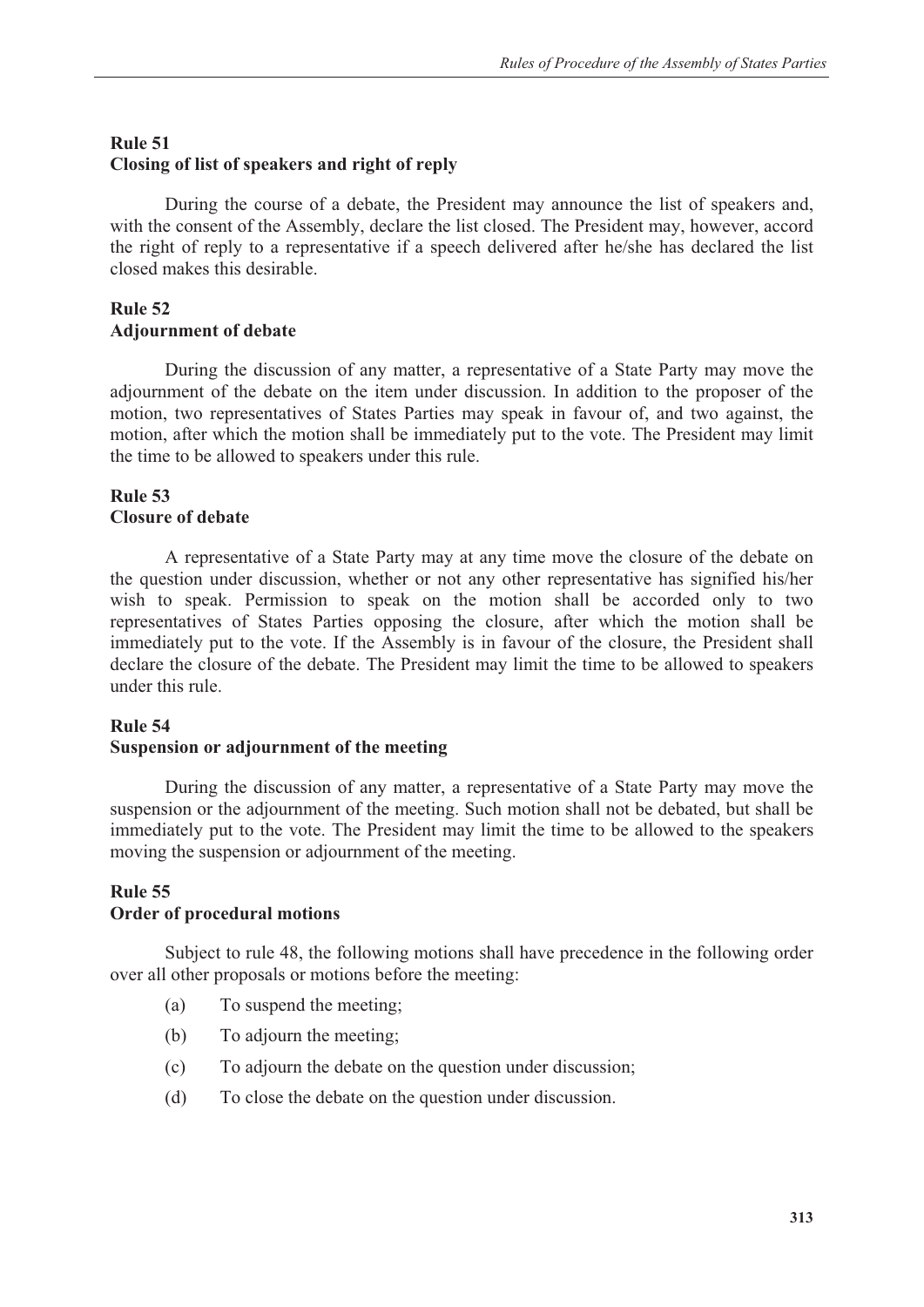### Rule 51
### Closing of list of speakers and right of reply

During the course of a debate, the President may announce the list of speakers and, with the consent of the Assembly, declare the list closed. The President may, however, accord the right of reply to a representative if a speech delivered after he/she has declared the list closed makes this desirable.

### Rule 52
### Adjournment of debate

During the discussion of any matter, a representative of a State Party may move the adjournment of the debate on the item under discussion. In addition to the proposer of the motion, two representatives of States Parties may speak in favour of, and two against, the motion, after which the motion shall be immediately put to the vote. The President may limit the time to be allowed to speakers under this rule.

### Rule 53
### Closure of debate

A representative of a State Party may at any time move the closure of the debate on the question under discussion, whether or not any other representative has signified his/her wish to speak. Permission to speak on the motion shall be accorded only to two representatives of States Parties opposing the closure, after which the motion shall be immediately put to the vote. If the Assembly is in favour of the closure, the President shall declare the closure of the debate. The President may limit the time to be allowed to speakers under this rule.

### Rule 54
### Suspension or adjournment of the meeting

During the discussion of any matter, a representative of a State Party may move the suspension or the adjournment of the meeting. Such motion shall not be debated, but shall be immediately put to the vote. The President may limit the time to be allowed to the speakers moving the suspension or adjournment of the meeting.

### Rule 55
### Order of procedural motions

Subject to rule 48, the following motions shall have precedence in the following order over all other proposals or motions before the meeting:

(a) To suspend the meeting;

(b) To adjourn the meeting;

(c) To adjourn the debate on the question under discussion;

(d) To close the debate on the question under discussion.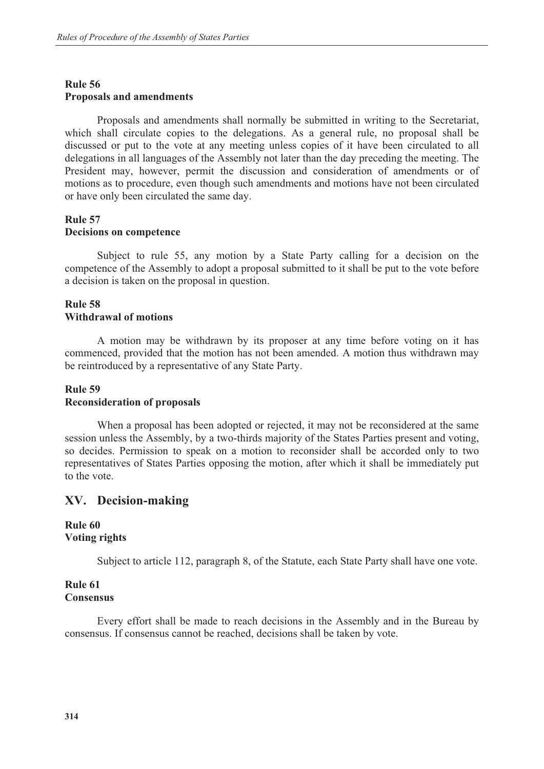### Rule 56
### Proposals and amendments

Proposals and amendments shall normally be submitted in writing to the Secretariat, which shall circulate copies to the delegations. As a general rule, no proposal shall be discussed or put to the vote at any meeting unless copies of it have been circulated to all delegations in all languages of the Assembly not later than the day preceding the meeting. The President may, however, permit the discussion and consideration of amendments or of motions as to procedure, even though such amendments and motions have not been circulated or have only been circulated the same day.

### Rule 57
### Decisions on competence

Subject to rule 55, any motion by a State Party calling for a decision on the competence of the Assembly to adopt a proposal submitted to it shall be put to the vote before a decision is taken on the proposal in question.

### Rule 58
### Withdrawal of motions

A motion may be withdrawn by its proposer at any time before voting on it has commenced, provided that the motion has not been amended. A motion thus withdrawn may be reintroduced by a representative of any State Party.

### Rule 59
### Reconsideration of proposals

When a proposal has been adopted or rejected, it may not be reconsidered at the same session unless the Assembly, by a two-thirds majority of the States Parties present and voting, so decides. Permission to speak on a motion to reconsider shall be accorded only to two representatives of States Parties opposing the motion, after which it shall be immediately put to the vote.

## XV. Decision-making

### Rule 60
### Voting rights

Subject to article 112, paragraph 8, of the Statute, each State Party shall have one vote.

### Rule 61
### Consensus

Every effort shall be made to reach decisions in the Assembly and in the Bureau by consensus. If consensus cannot be reached, decisions shall be taken by vote.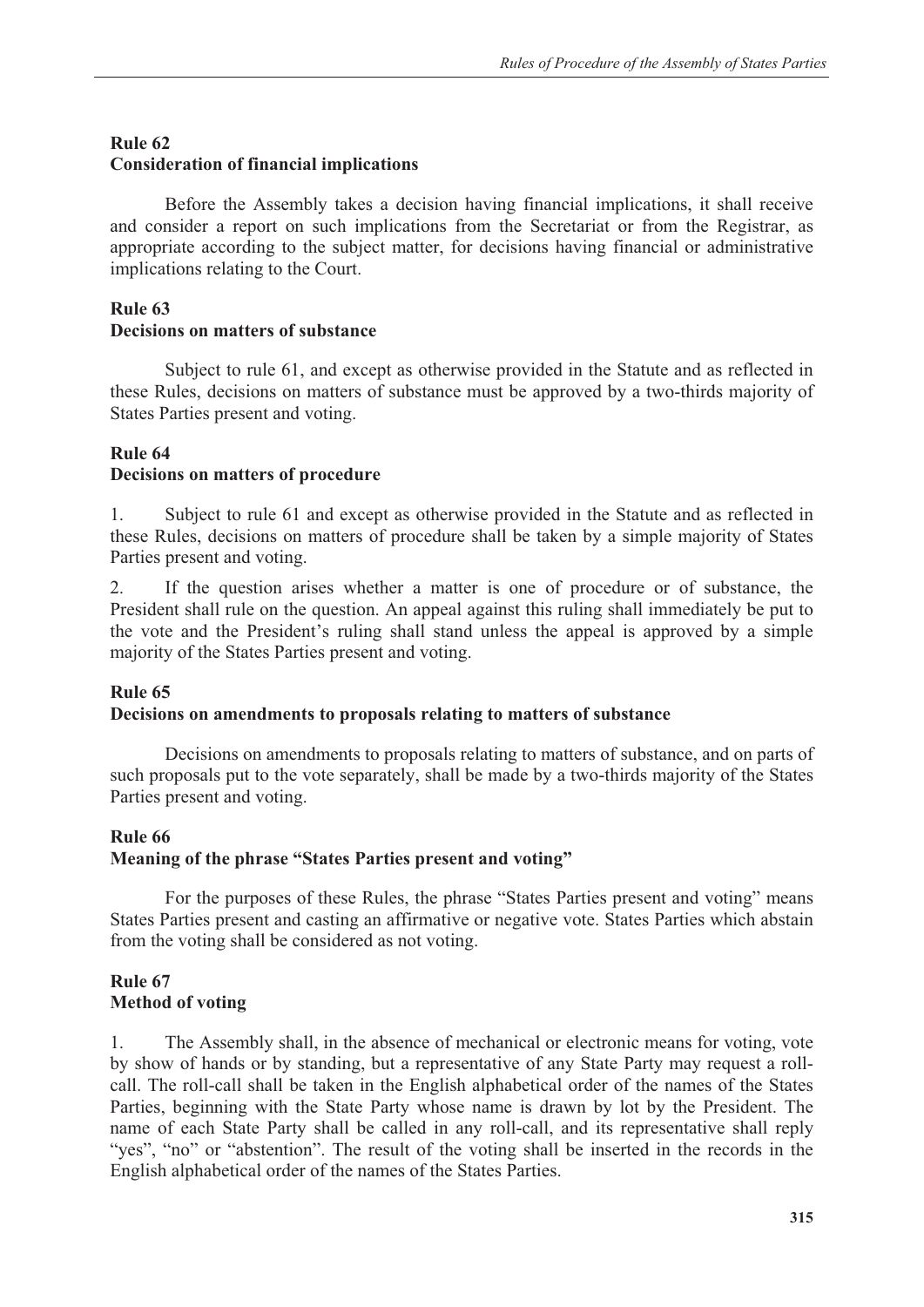**Rule 62**
**Consideration of financial implications**

Before the Assembly takes a decision having financial implications, it shall receive and consider a report on such implications from the Secretariat or from the Registrar, as appropriate according to the subject matter, for decisions having financial or administrative implications relating to the Court.

**Rule 63**
**Decisions on matters of substance**

Subject to rule 61, and except as otherwise provided in the Statute and as reflected in these Rules, decisions on matters of substance must be approved by a two-thirds majority of States Parties present and voting.

**Rule 64**
**Decisions on matters of procedure**

1. Subject to rule 61 and except as otherwise provided in the Statute and as reflected in these Rules, decisions on matters of procedure shall be taken by a simple majority of States Parties present and voting.

2. If the question arises whether a matter is one of procedure or of substance, the President shall rule on the question. An appeal against this ruling shall immediately be put to the vote and the President's ruling shall stand unless the appeal is approved by a simple majority of the States Parties present and voting.

**Rule 65**
**Decisions on amendments to proposals relating to matters of substance**

Decisions on amendments to proposals relating to matters of substance, and on parts of such proposals put to the vote separately, shall be made by a two-thirds majority of the States Parties present and voting.

**Rule 66**
**Meaning of the phrase "States Parties present and voting"**

For the purposes of these Rules, the phrase "States Parties present and voting" means States Parties present and casting an affirmative or negative vote. States Parties which abstain from the voting shall be considered as not voting.

**Rule 67**
**Method of voting**

1. The Assembly shall, in the absence of mechanical or electronic means for voting, vote by show of hands or by standing, but a representative of any State Party may request a roll-call. The roll-call shall be taken in the English alphabetical order of the names of the States Parties, beginning with the State Party whose name is drawn by lot by the President. The name of each State Party shall be called in any roll-call, and its representative shall reply "yes", "no" or "abstention". The result of the voting shall be inserted in the records in the English alphabetical order of the names of the States Parties.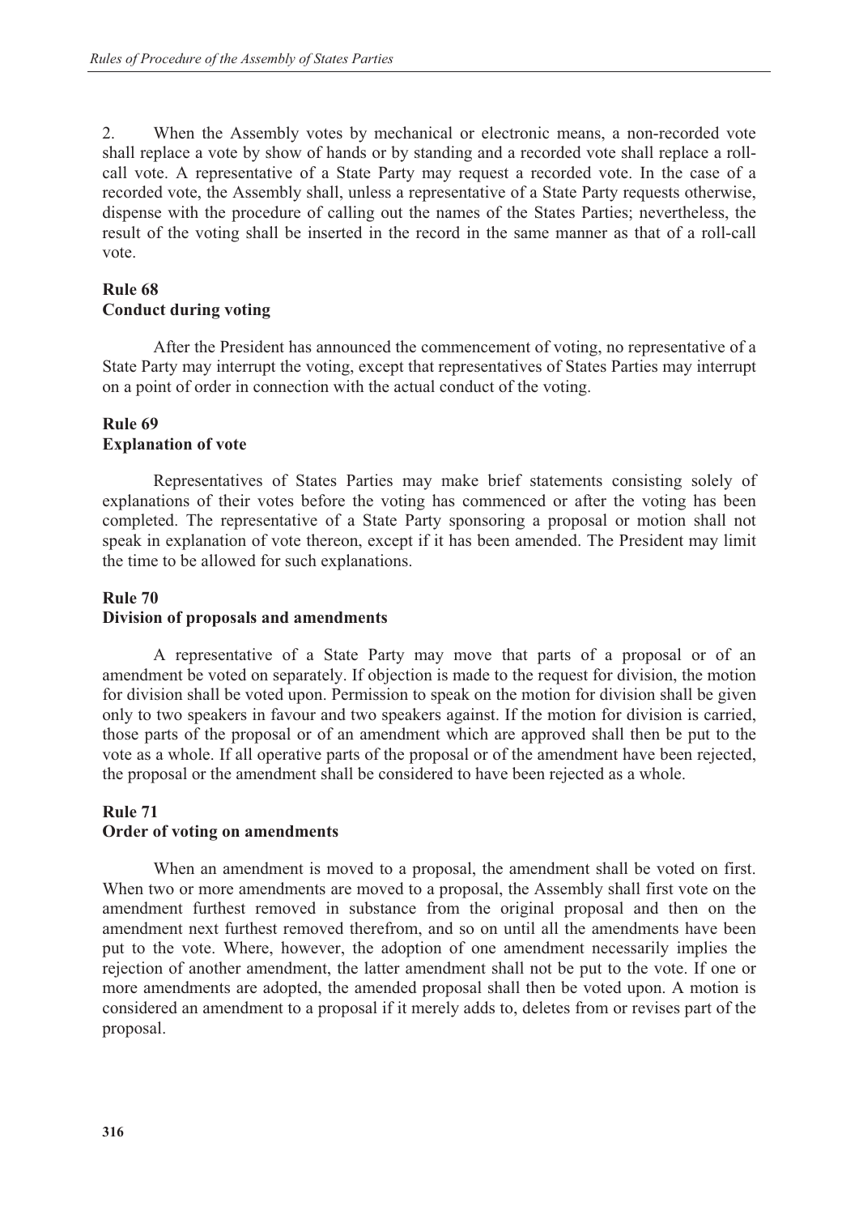2. When the Assembly votes by mechanical or electronic means, a non-recorded vote shall replace a vote by show of hands or by standing and a recorded vote shall replace a roll-call vote. A representative of a State Party may request a recorded vote. In the case of a recorded vote, the Assembly shall, unless a representative of a State Party requests otherwise, dispense with the procedure of calling out the names of the States Parties; nevertheless, the result of the voting shall be inserted in the record in the same manner as that of a roll-call vote.

### Rule 68
### Conduct during voting

After the President has announced the commencement of voting, no representative of a State Party may interrupt the voting, except that representatives of States Parties may interrupt on a point of order in connection with the actual conduct of the voting.

### Rule 69
### Explanation of vote

Representatives of States Parties may make brief statements consisting solely of explanations of their votes before the voting has commenced or after the voting has been completed. The representative of a State Party sponsoring a proposal or motion shall not speak in explanation of vote thereon, except if it has been amended. The President may limit the time to be allowed for such explanations.

### Rule 70
### Division of proposals and amendments

A representative of a State Party may move that parts of a proposal or of an amendment be voted on separately. If objection is made to the request for division, the motion for division shall be voted upon. Permission to speak on the motion for division shall be given only to two speakers in favour and two speakers against. If the motion for division is carried, those parts of the proposal or of an amendment which are approved shall then be put to the vote as a whole. If all operative parts of the proposal or of the amendment have been rejected, the proposal or the amendment shall be considered to have been rejected as a whole.

### Rule 71
### Order of voting on amendments

When an amendment is moved to a proposal, the amendment shall be voted on first. When two or more amendments are moved to a proposal, the Assembly shall first vote on the amendment furthest removed in substance from the original proposal and then on the amendment next furthest removed therefrom, and so on until all the amendments have been put to the vote. Where, however, the adoption of one amendment necessarily implies the rejection of another amendment, the latter amendment shall not be put to the vote. If one or more amendments are adopted, the amended proposal shall then be voted upon. A motion is considered an amendment to a proposal if it merely adds to, deletes from or revises part of the proposal.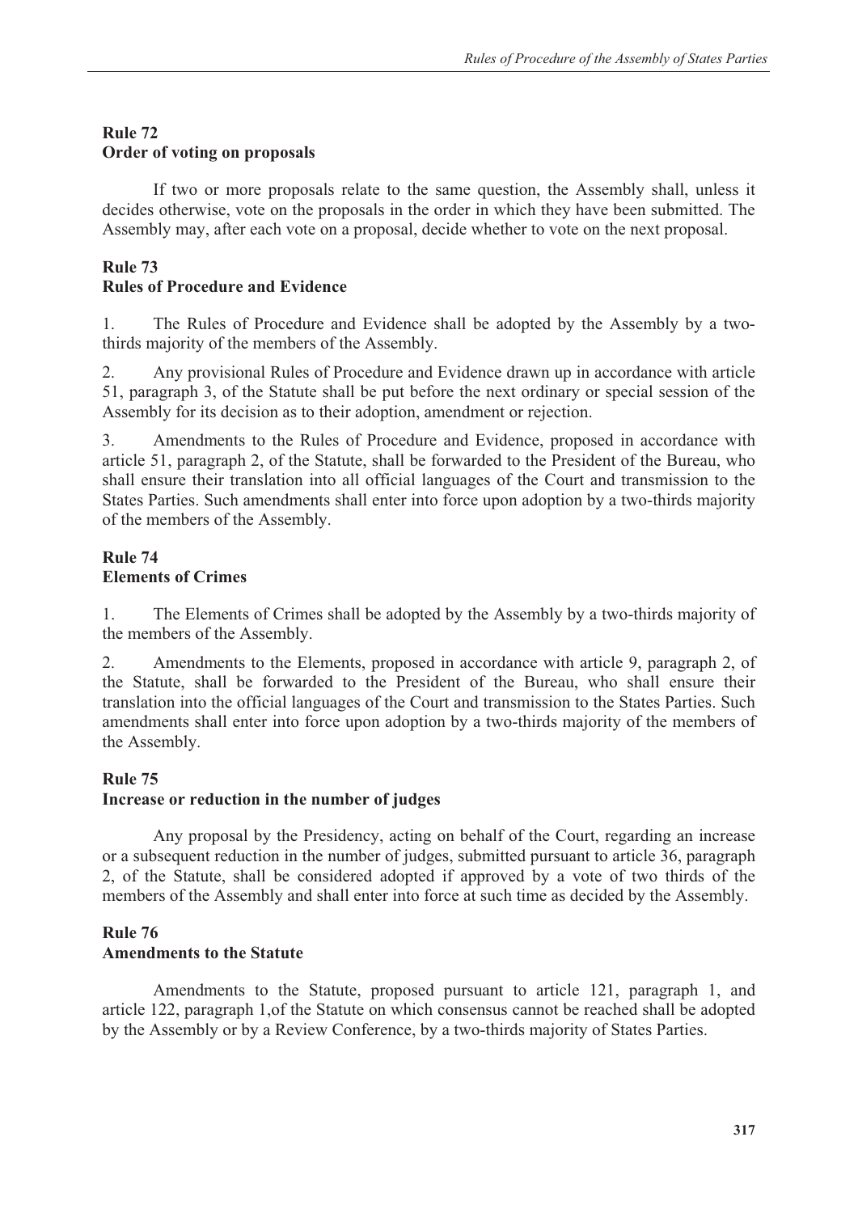## Rule 72
## Order of voting on proposals

If two or more proposals relate to the same question, the Assembly shall, unless it decides otherwise, vote on the proposals in the order in which they have been submitted. The Assembly may, after each vote on a proposal, decide whether to vote on the next proposal.

## Rule 73
## Rules of Procedure and Evidence

1. The Rules of Procedure and Evidence shall be adopted by the Assembly by a two-thirds majority of the members of the Assembly.

2. Any provisional Rules of Procedure and Evidence drawn up in accordance with article 51, paragraph 3, of the Statute shall be put before the next ordinary or special session of the Assembly for its decision as to their adoption, amendment or rejection.

3. Amendments to the Rules of Procedure and Evidence, proposed in accordance with article 51, paragraph 2, of the Statute, shall be forwarded to the President of the Bureau, who shall ensure their translation into all official languages of the Court and transmission to the States Parties. Such amendments shall enter into force upon adoption by a two-thirds majority of the members of the Assembly.

## Rule 74
## Elements of Crimes

1. The Elements of Crimes shall be adopted by the Assembly by a two-thirds majority of the members of the Assembly.

2. Amendments to the Elements, proposed in accordance with article 9, paragraph 2, of the Statute, shall be forwarded to the President of the Bureau, who shall ensure their translation into the official languages of the Court and transmission to the States Parties. Such amendments shall enter into force upon adoption by a two-thirds majority of the members of the Assembly.

## Rule 75
## Increase or reduction in the number of judges

Any proposal by the Presidency, acting on behalf of the Court, regarding an increase or a subsequent reduction in the number of judges, submitted pursuant to article 36, paragraph 2, of the Statute, shall be considered adopted if approved by a vote of two thirds of the members of the Assembly and shall enter into force at such time as decided by the Assembly.

## Rule 76
## Amendments to the Statute

Amendments to the Statute, proposed pursuant to article 121, paragraph 1, and article 122, paragraph 1,of the Statute on which consensus cannot be reached shall be adopted by the Assembly or by a Review Conference, by a two-thirds majority of States Parties.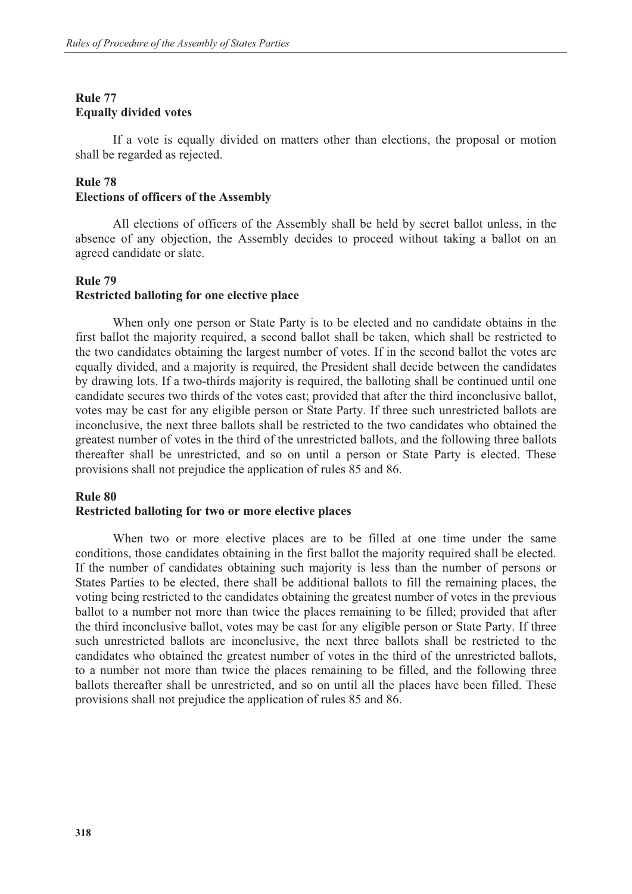**Rule 77**
**Equally divided votes**

If a vote is equally divided on matters other than elections, the proposal or motion shall be regarded as rejected.

**Rule 78**
**Elections of officers of the Assembly**

All elections of officers of the Assembly shall be held by secret ballot unless, in the absence of any objection, the Assembly decides to proceed without taking a ballot on an agreed candidate or slate.

**Rule 79**
**Restricted balloting for one elective place**

When only one person or State Party is to be elected and no candidate obtains in the first ballot the majority required, a second ballot shall be taken, which shall be restricted to the two candidates obtaining the largest number of votes. If in the second ballot the votes are equally divided, and a majority is required, the President shall decide between the candidates by drawing lots. If a two-thirds majority is required, the balloting shall be continued until one candidate secures two thirds of the votes cast; provided that after the third inconclusive ballot, votes may be cast for any eligible person or State Party. If three such unrestricted ballots are inconclusive, the next three ballots shall be restricted to the two candidates who obtained the greatest number of votes in the third of the unrestricted ballots, and the following three ballots thereafter shall be unrestricted, and so on until a person or State Party is elected. These provisions shall not prejudice the application of rules 85 and 86.

**Rule 80**
**Restricted balloting for two or more elective places**

When two or more elective places are to be filled at one time under the same conditions, those candidates obtaining in the first ballot the majority required shall be elected. If the number of candidates obtaining such majority is less than the number of persons or States Parties to be elected, there shall be additional ballots to fill the remaining places, the voting being restricted to the candidates obtaining the greatest number of votes in the previous ballot to a number not more than twice the places remaining to be filled; provided that after the third inconclusive ballot, votes may be cast for any eligible person or State Party. If three such unrestricted ballots are inconclusive, the next three ballots shall be restricted to the candidates who obtained the greatest number of votes in the third of the unrestricted ballots, to a number not more than twice the places remaining to be filled, and the following three ballots thereafter shall be unrestricted, and so on until all the places have been filled. These provisions shall not prejudice the application of rules 85 and 86.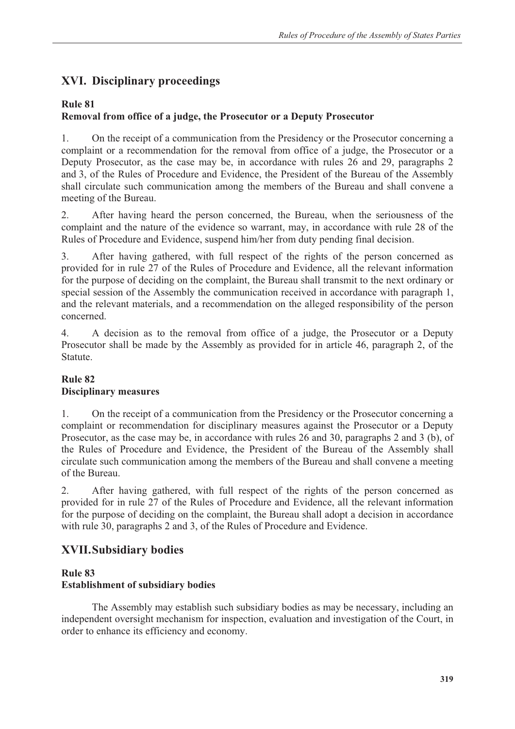## XVI. Disciplinary proceedings

### Rule 81
### Removal from office of a judge, the Prosecutor or a Deputy Prosecutor

1. On the receipt of a communication from the Presidency or the Prosecutor concerning a complaint or a recommendation for the removal from office of a judge, the Prosecutor or a Deputy Prosecutor, as the case may be, in accordance with rules 26 and 29, paragraphs 2 and 3, of the Rules of Procedure and Evidence, the President of the Bureau of the Assembly shall circulate such communication among the members of the Bureau and shall convene a meeting of the Bureau.

2. After having heard the person concerned, the Bureau, when the seriousness of the complaint and the nature of the evidence so warrant, may, in accordance with rule 28 of the Rules of Procedure and Evidence, suspend him/her from duty pending final decision.

3. After having gathered, with full respect of the rights of the person concerned as provided for in rule 27 of the Rules of Procedure and Evidence, all the relevant information for the purpose of deciding on the complaint, the Bureau shall transmit to the next ordinary or special session of the Assembly the communication received in accordance with paragraph 1, and the relevant materials, and a recommendation on the alleged responsibility of the person concerned.

4. A decision as to the removal from office of a judge, the Prosecutor or a Deputy Prosecutor shall be made by the Assembly as provided for in article 46, paragraph 2, of the Statute.

### Rule 82
### Disciplinary measures

1. On the receipt of a communication from the Presidency or the Prosecutor concerning a complaint or recommendation for disciplinary measures against the Prosecutor or a Deputy Prosecutor, as the case may be, in accordance with rules 26 and 30, paragraphs 2 and 3 (b), of the Rules of Procedure and Evidence, the President of the Bureau of the Assembly shall circulate such communication among the members of the Bureau and shall convene a meeting of the Bureau.

2. After having gathered, with full respect of the rights of the person concerned as provided for in rule 27 of the Rules of Procedure and Evidence, all the relevant information for the purpose of deciding on the complaint, the Bureau shall adopt a decision in accordance with rule 30, paragraphs 2 and 3, of the Rules of Procedure and Evidence.

## XVII. Subsidiary bodies

### Rule 83
### Establishment of subsidiary bodies

The Assembly may establish such subsidiary bodies as may be necessary, including an independent oversight mechanism for inspection, evaluation and investigation of the Court, in order to enhance its efficiency and economy.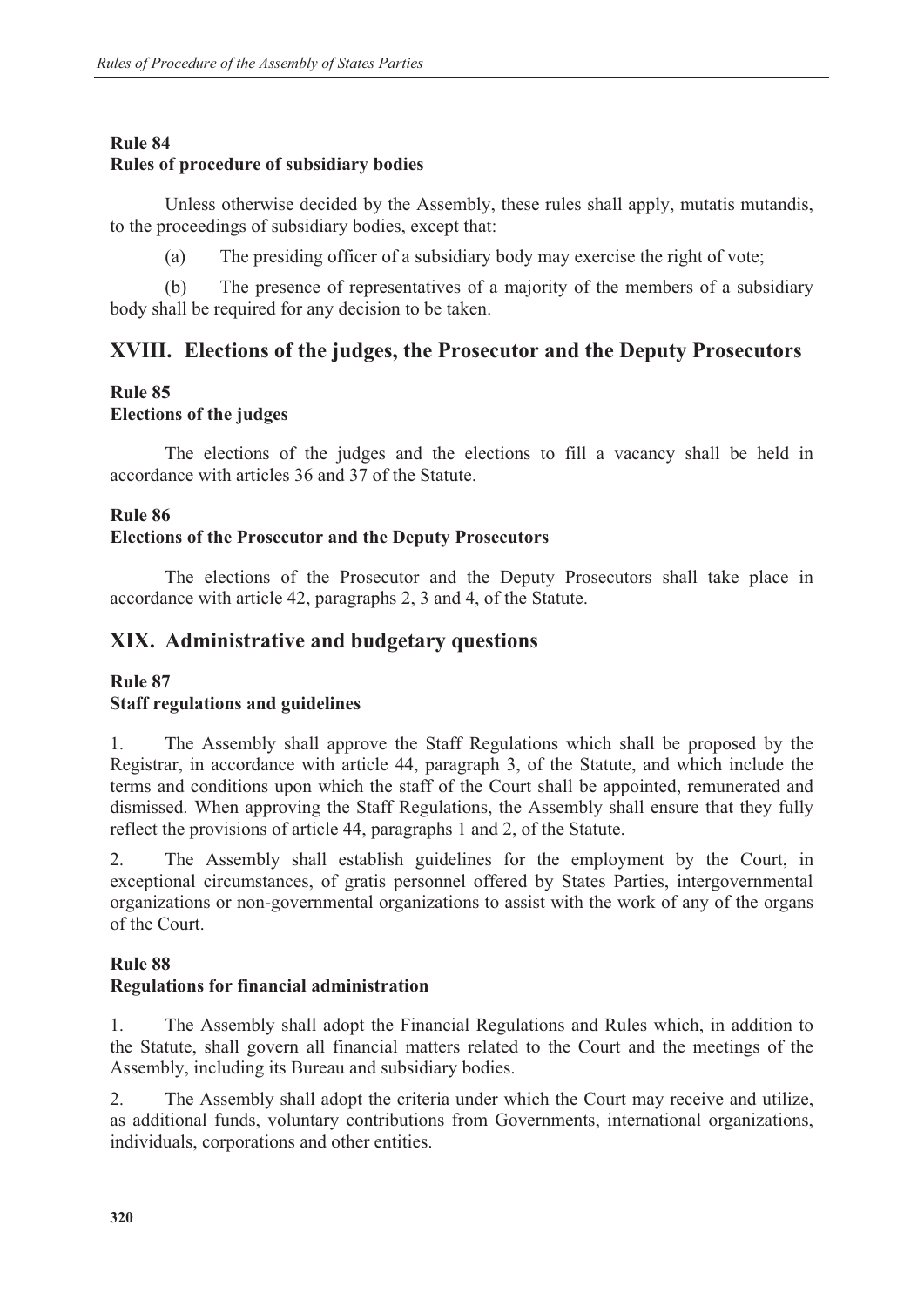### Rule 84
### Rules of procedure of subsidiary bodies

Unless otherwise decided by the Assembly, these rules shall apply, mutatis mutandis, to the proceedings of subsidiary bodies, except that:

(a) The presiding officer of a subsidiary body may exercise the right of vote;

(b) The presence of representatives of a majority of the members of a subsidiary body shall be required for any decision to be taken.

## XVIII. Elections of the judges, the Prosecutor and the Deputy Prosecutors

### Rule 85
### Elections of the judges

The elections of the judges and the elections to fill a vacancy shall be held in accordance with articles 36 and 37 of the Statute.

### Rule 86
### Elections of the Prosecutor and the Deputy Prosecutors

The elections of the Prosecutor and the Deputy Prosecutors shall take place in accordance with article 42, paragraphs 2, 3 and 4, of the Statute.

## XIX. Administrative and budgetary questions

### Rule 87
### Staff regulations and guidelines

1. The Assembly shall approve the Staff Regulations which shall be proposed by the Registrar, in accordance with article 44, paragraph 3, of the Statute, and which include the terms and conditions upon which the staff of the Court shall be appointed, remunerated and dismissed. When approving the Staff Regulations, the Assembly shall ensure that they fully reflect the provisions of article 44, paragraphs 1 and 2, of the Statute.

2. The Assembly shall establish guidelines for the employment by the Court, in exceptional circumstances, of gratis personnel offered by States Parties, intergovernmental organizations or non-governmental organizations to assist with the work of any of the organs of the Court.

### Rule 88
### Regulations for financial administration

1. The Assembly shall adopt the Financial Regulations and Rules which, in addition to the Statute, shall govern all financial matters related to the Court and the meetings of the Assembly, including its Bureau and subsidiary bodies.

2. The Assembly shall adopt the criteria under which the Court may receive and utilize, as additional funds, voluntary contributions from Governments, international organizations, individuals, corporations and other entities.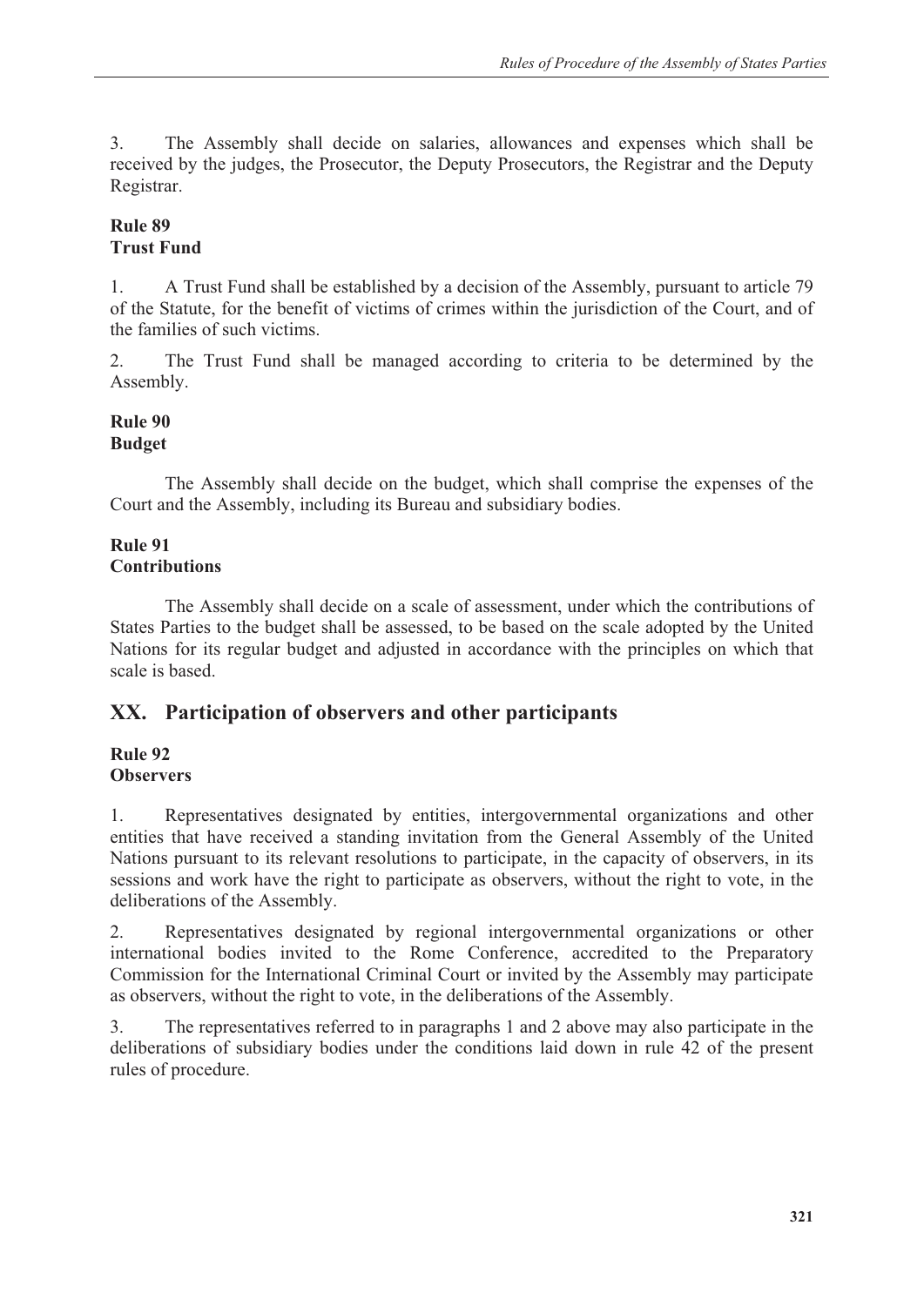3. The Assembly shall decide on salaries, allowances and expenses which shall be received by the judges, the Prosecutor, the Deputy Prosecutors, the Registrar and the Deputy Registrar.

**Rule 89**
**Trust Fund**

1. A Trust Fund shall be established by a decision of the Assembly, pursuant to article 79 of the Statute, for the benefit of victims of crimes within the jurisdiction of the Court, and of the families of such victims.

2. The Trust Fund shall be managed according to criteria to be determined by the Assembly.

**Rule 90**
**Budget**

The Assembly shall decide on the budget, which shall comprise the expenses of the Court and the Assembly, including its Bureau and subsidiary bodies.

**Rule 91**
**Contributions**

The Assembly shall decide on a scale of assessment, under which the contributions of States Parties to the budget shall be assessed, to be based on the scale adopted by the United Nations for its regular budget and adjusted in accordance with the principles on which that scale is based.

## XX. Participation of observers and other participants

**Rule 92**
**Observers**

1. Representatives designated by entities, intergovernmental organizations and other entities that have received a standing invitation from the General Assembly of the United Nations pursuant to its relevant resolutions to participate, in the capacity of observers, in its sessions and work have the right to participate as observers, without the right to vote, in the deliberations of the Assembly.

2. Representatives designated by regional intergovernmental organizations or other international bodies invited to the Rome Conference, accredited to the Preparatory Commission for the International Criminal Court or invited by the Assembly may participate as observers, without the right to vote, in the deliberations of the Assembly.

3. The representatives referred to in paragraphs 1 and 2 above may also participate in the deliberations of subsidiary bodies under the conditions laid down in rule 42 of the present rules of procedure.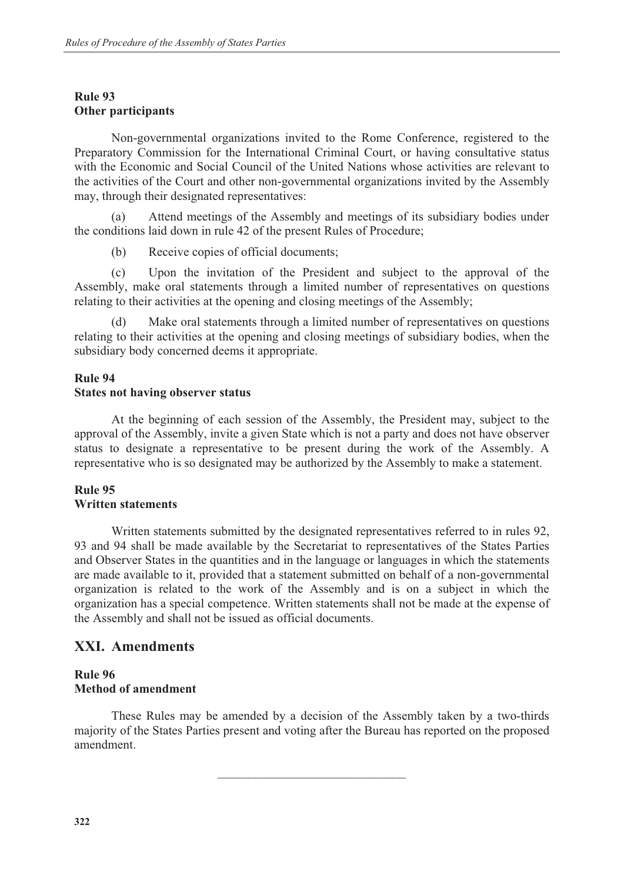**Rule 93**
**Other participants**

Non-governmental organizations invited to the Rome Conference, registered to the Preparatory Commission for the International Criminal Court, or having consultative status with the Economic and Social Council of the United Nations whose activities are relevant to the activities of the Court and other non-governmental organizations invited by the Assembly may, through their designated representatives:

(a) Attend meetings of the Assembly and meetings of its subsidiary bodies under the conditions laid down in rule 42 of the present Rules of Procedure;

(b) Receive copies of official documents;

(c) Upon the invitation of the President and subject to the approval of the Assembly, make oral statements through a limited number of representatives on questions relating to their activities at the opening and closing meetings of the Assembly;

(d) Make oral statements through a limited number of representatives on questions relating to their activities at the opening and closing meetings of subsidiary bodies, when the subsidiary body concerned deems it appropriate.

**Rule 94**
**States not having observer status**

At the beginning of each session of the Assembly, the President may, subject to the approval of the Assembly, invite a given State which is not a party and does not have observer status to designate a representative to be present during the work of the Assembly. A representative who is so designated may be authorized by the Assembly to make a statement.

**Rule 95**
**Written statements**

Written statements submitted by the designated representatives referred to in rules 92, 93 and 94 shall be made available by the Secretariat to representatives of the States Parties and Observer States in the quantities and in the language or languages in which the statements are made available to it, provided that a statement submitted on behalf of a non-governmental organization is related to the work of the Assembly and is on a subject in which the organization has a special competence. Written statements shall not be made at the expense of the Assembly and shall not be issued as official documents.

## XXI. Amendments

**Rule 96**
**Method of amendment**

These Rules may be amended by a decision of the Assembly taken by a two-thirds majority of the States Parties present and voting after the Bureau has reported on the proposed amendment.

---